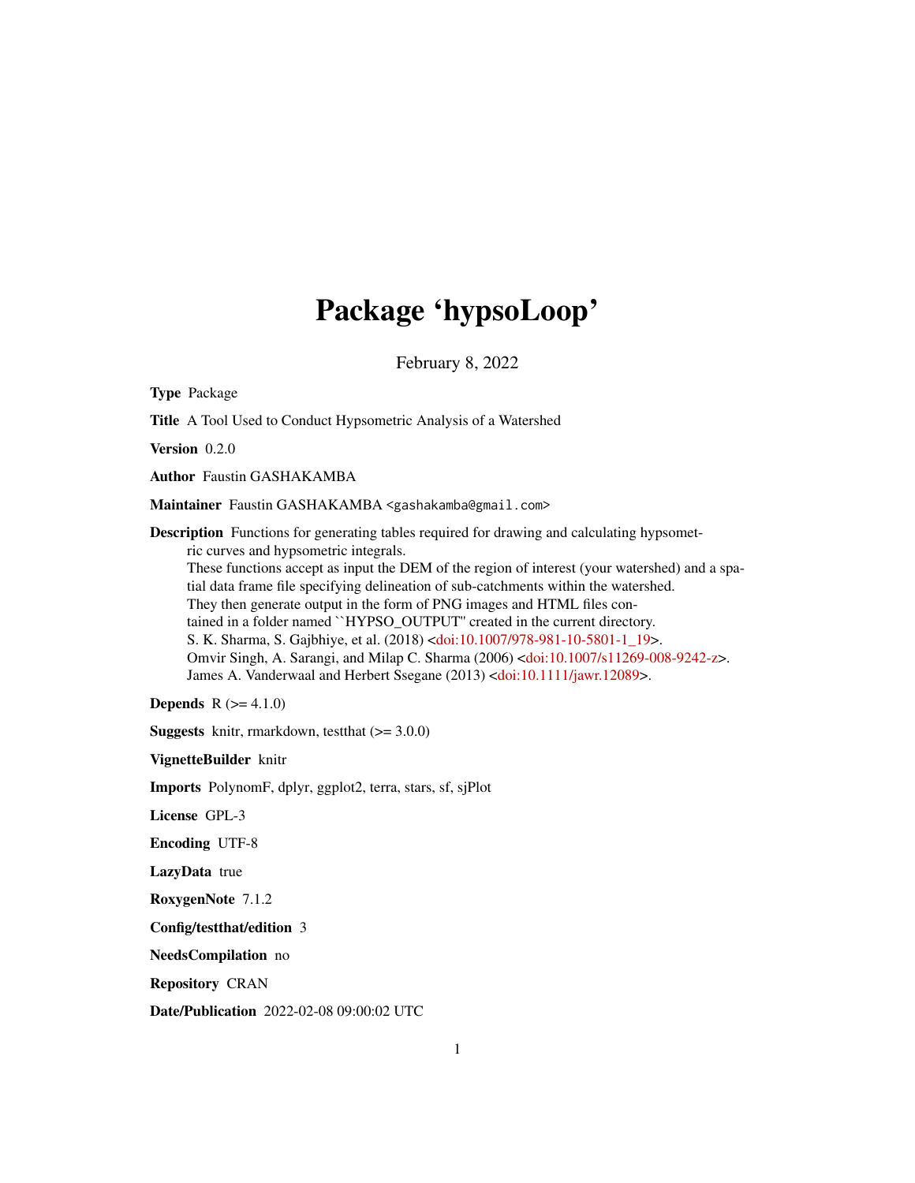# Package 'hypsoLoop'

February 8, 2022

**Type** Package

**Title** A Tool Used to Conduct Hypsometric Analysis of a Watershed

**Version** 0.2.0

**Author** Faustin GASHAKAMBA

**Maintainer** Faustin GASHAKAMBA <gashakamba@gmail.com>

**Description** Functions for generating tables required for drawing and calculating hypsometric curves and hypsometric integrals.
These functions accept as input the DEM of the region of interest (your watershed) and a spatial data frame file specifying delineation of sub-catchments within the watershed.
They then generate output in the form of PNG images and HTML files contained in a folder named ``HYPSO_OUTPUT'' created in the current directory.
S. K. Sharma, S. Gajbhiye, et al. (2018) <doi:10.1007/978-981-10-5801-1_19>.
Omvir Singh, A. Sarangi, and Milap C. Sharma (2006) <doi:10.1007/s11269-008-9242-z>.
James A. Vanderwaal and Herbert Ssegane (2013) <doi:10.1111/jawr.12089>.

**Depends** R (>= 4.1.0)

**Suggests** knitr, rmarkdown, testthat (>= 3.0.0)

**VignetteBuilder** knitr

**Imports** PolynomF, dplyr, ggplot2, terra, stars, sf, sjPlot

**License** GPL-3

**Encoding** UTF-8

**LazyData** true

**RoxygenNote** 7.1.2

**Config/testthat/edition** 3

**NeedsCompilation** no

**Repository** CRAN

**Date/Publication** 2022-02-08 09:00:02 UTC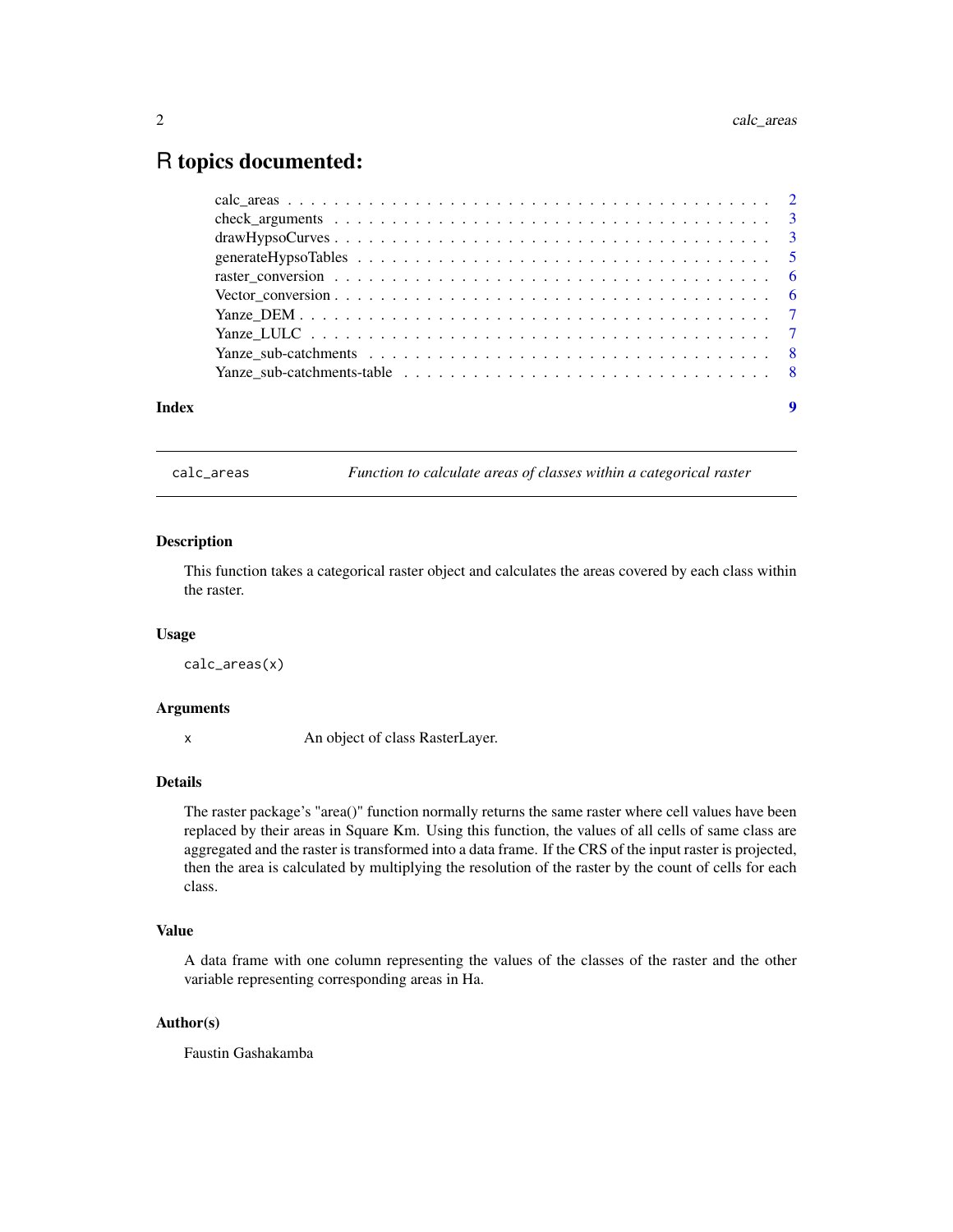# R topics documented:

calc_areas . . . . . . . . . . . . . . . . . . . . . . . . . . . . . . . . . . . . . . . . 2
check_arguments . . . . . . . . . . . . . . . . . . . . . . . . . . . . . . . . . . . . . 3
drawHypsoCurves . . . . . . . . . . . . . . . . . . . . . . . . . . . . . . . . . . . . 3
generateHypsoTables . . . . . . . . . . . . . . . . . . . . . . . . . . . . . . . . . . 5
raster_conversion . . . . . . . . . . . . . . . . . . . . . . . . . . . . . . . . . . . . 6
Vector_conversion . . . . . . . . . . . . . . . . . . . . . . . . . . . . . . . . . . . . 6
Yanze_DEM . . . . . . . . . . . . . . . . . . . . . . . . . . . . . . . . . . . . . . . 7
Yanze_LULC . . . . . . . . . . . . . . . . . . . . . . . . . . . . . . . . . . . . . . . 7
Yanze_sub-catchments . . . . . . . . . . . . . . . . . . . . . . . . . . . . . . . . . 8
Yanze_sub-catchments-table . . . . . . . . . . . . . . . . . . . . . . . . . . . . . 8

**Index** **9**

---

## calc_areas — *Function to calculate areas of classes within a categorical raster*

### Description

This function takes a categorical raster object and calculates the areas covered by each class within the raster.

### Usage

```
calc_areas(x)
```

### Arguments

| | |
|---|---|
| x | An object of class RasterLayer. |

### Details

The raster package's "area()" function normally returns the same raster where cell values have been replaced by their areas in Square Km. Using this function, the values of all cells of same class are aggregated and the raster is transformed into a data frame. If the CRS of the input raster is projected, then the area is calculated by multiplying the resolution of the raster by the count of cells for each class.

### Value

A data frame with one column representing the values of the classes of the raster and the other variable representing corresponding areas in Ha.

### Author(s)

Faustin Gashakamba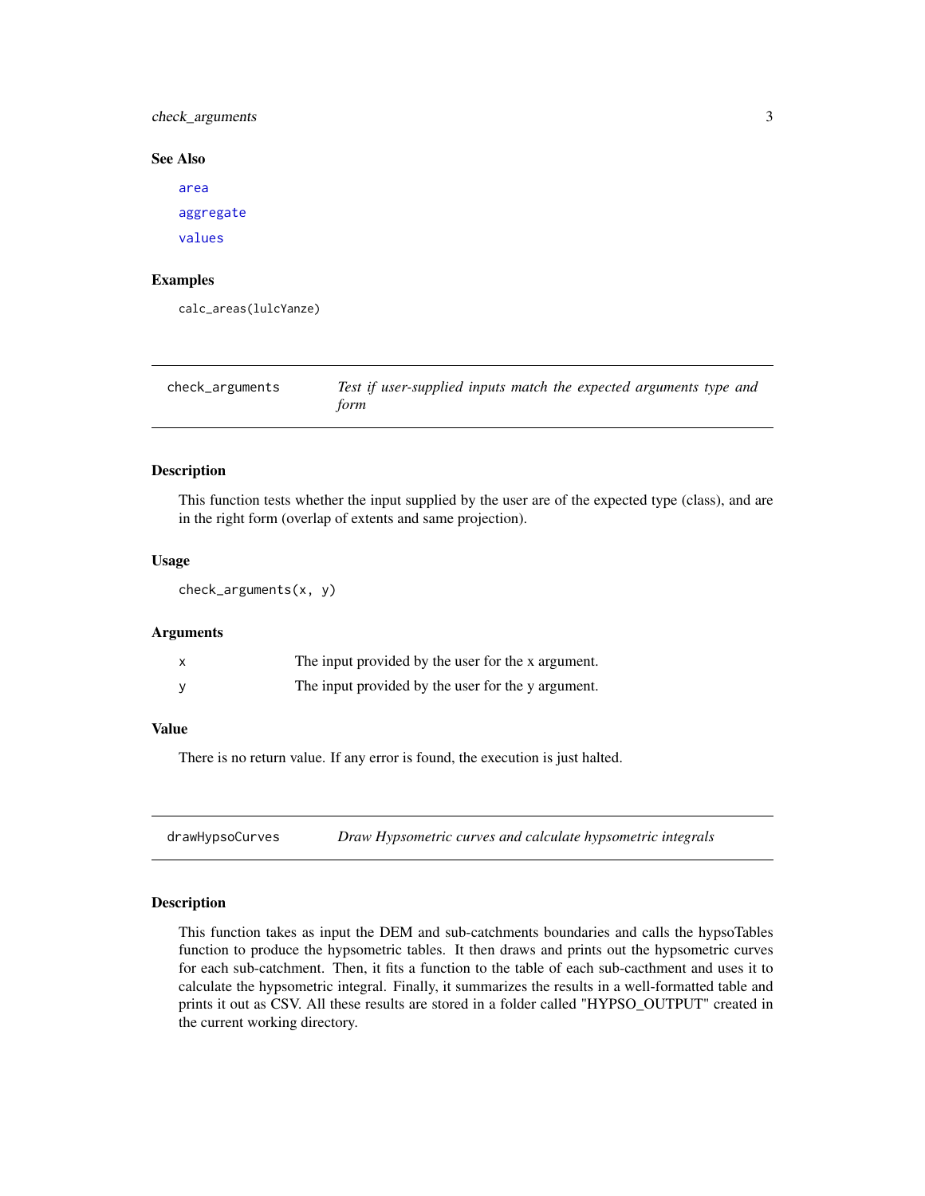### See Also

area

aggregate

values

### Examples

```
calc_areas(lulcYanze)
```

---

## check_arguments — *Test if user-supplied inputs match the expected arguments type and form*

### Description

This function tests whether the input supplied by the user are of the expected type (class), and are in the right form (overlap of extents and same projection).

### Usage

```
check_arguments(x, y)
```

### Arguments

| | |
|---|---|
| x | The input provided by the user for the x argument. |
| y | The input provided by the user for the y argument. |

### Value

There is no return value. If any error is found, the execution is just halted.

---

## drawHypsoCurves — *Draw Hypsometric curves and calculate hypsometric integrals*

### Description

This function takes as input the DEM and sub-catchments boundaries and calls the hypsoTables function to produce the hypsometric tables. It then draws and prints out the hypsometric curves for each sub-catchment. Then, it fits a function to the table of each sub-cacthment and uses it to calculate the hypsometric integral. Finally, it summarizes the results in a well-formatted table and prints it out as CSV. All these results are stored in a folder called "HYPSO_OUTPUT" created in the current working directory.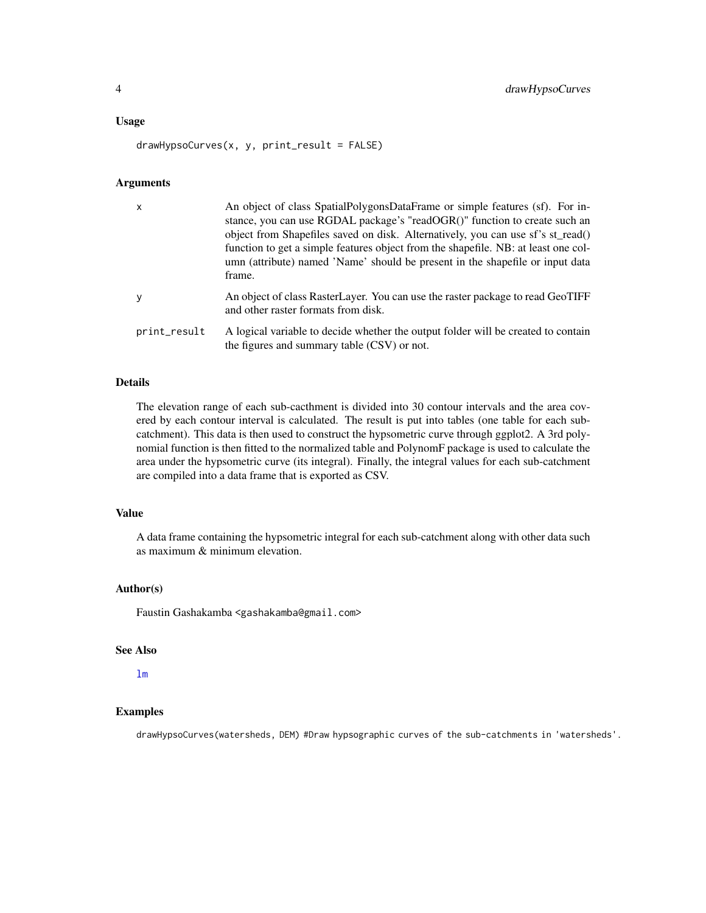### Usage

```
drawHypsoCurves(x, y, print_result = FALSE)
```

### Arguments

| | |
|---|---|
| x | An object of class SpatialPolygonsDataFrame or simple features (sf). For instance, you can use RGDAL package's "readOGR()" function to create such an object from Shapefiles saved on disk. Alternatively, you can use sf's st_read() function to get a simple features object from the shapefile. NB: at least one column (attribute) named 'Name' should be present in the shapefile or input data frame. |
| y | An object of class RasterLayer. You can use the raster package to read GeoTIFF and other raster formats from disk. |
| print_result | A logical variable to decide whether the output folder will be created to contain the figures and summary table (CSV) or not. |

### Details

The elevation range of each sub-cacthment is divided into 30 contour intervals and the area covered by each contour interval is calculated. The result is put into tables (one table for each sub-catchment). This data is then used to construct the hypsometric curve through ggplot2. A 3rd polynomial function is then fitted to the normalized table and PolynomF package is used to calculate the area under the hypsometric curve (its integral). Finally, the integral values for each sub-catchment are compiled into a data frame that is exported as CSV.

### Value

A data frame containing the hypsometric integral for each sub-catchment along with other data such as maximum & minimum elevation.

### Author(s)

Faustin Gashakamba <gashakamba@gmail.com>

### See Also

lm

### Examples

```
drawHypsoCurves(watersheds, DEM) #Draw hypsographic curves of the sub-catchments in 'watersheds'.
```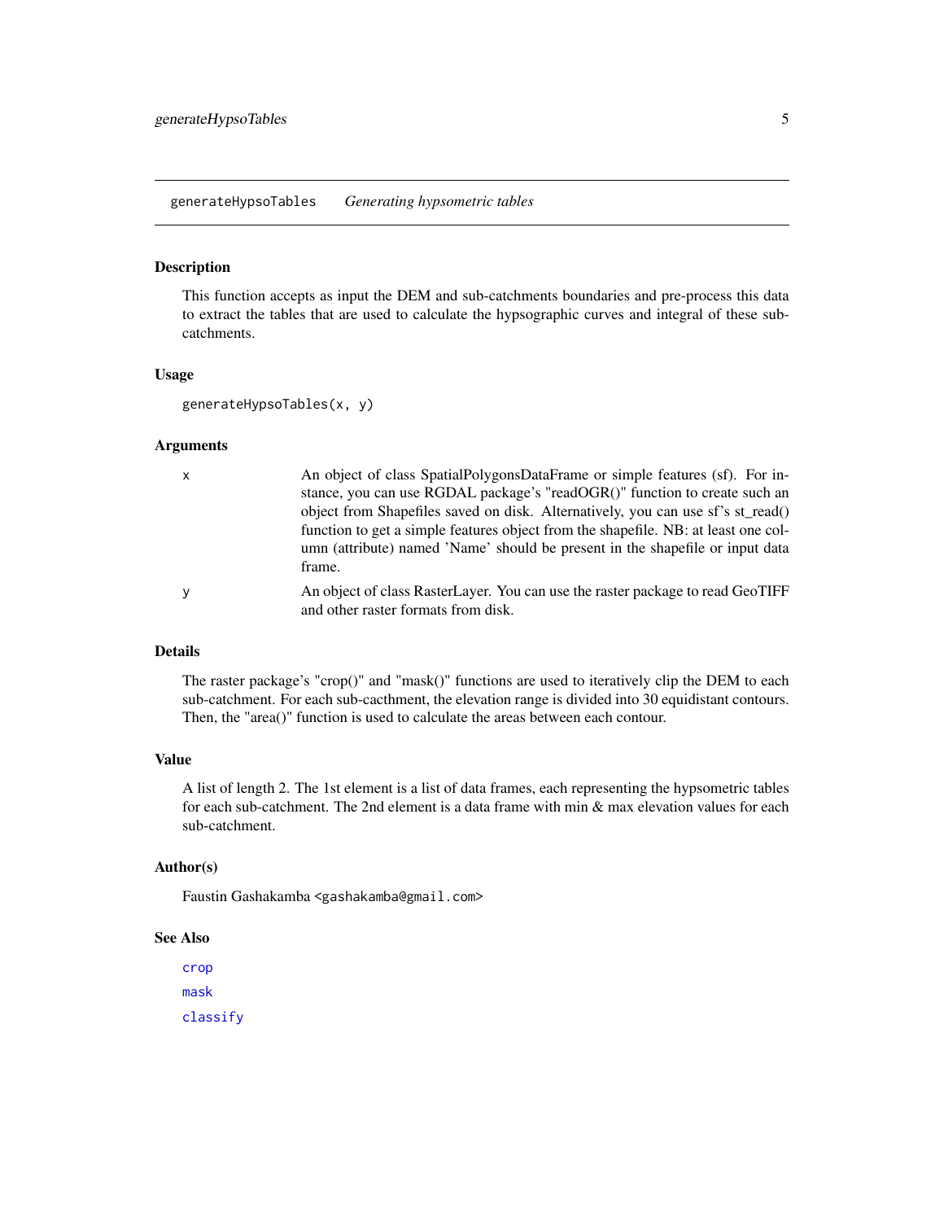`generateHypsoTables` *Generating hypsometric tables*

### Description

This function accepts as input the DEM and sub-catchments boundaries and pre-process this data to extract the tables that are used to calculate the hypsographic curves and integral of these sub-catchments.

### Usage

```
generateHypsoTables(x, y)
```

### Arguments

| | |
|---|---|
| x | An object of class SpatialPolygonsDataFrame or simple features (sf). For instance, you can use RGDAL package's "readOGR()" function to create such an object from Shapefiles saved on disk. Alternatively, you can use sf's st_read() function to get a simple features object from the shapefile. NB: at least one column (attribute) named 'Name' should be present in the shapefile or input data frame. |
| y | An object of class RasterLayer. You can use the raster package to read GeoTIFF and other raster formats from disk. |

### Details

The raster package's "crop()" and "mask()" functions are used to iteratively clip the DEM to each sub-catchment. For each sub-cacthment, the elevation range is divided into 30 equidistant contours. Then, the "area()" function is used to calculate the areas between each contour.

### Value

A list of length 2. The 1st element is a list of data frames, each representing the hypsometric tables for each sub-catchment. The 2nd element is a data frame with min & max elevation values for each sub-catchment.

### Author(s)

Faustin Gashakamba <gashakamba@gmail.com>

### See Also

crop

mask

classify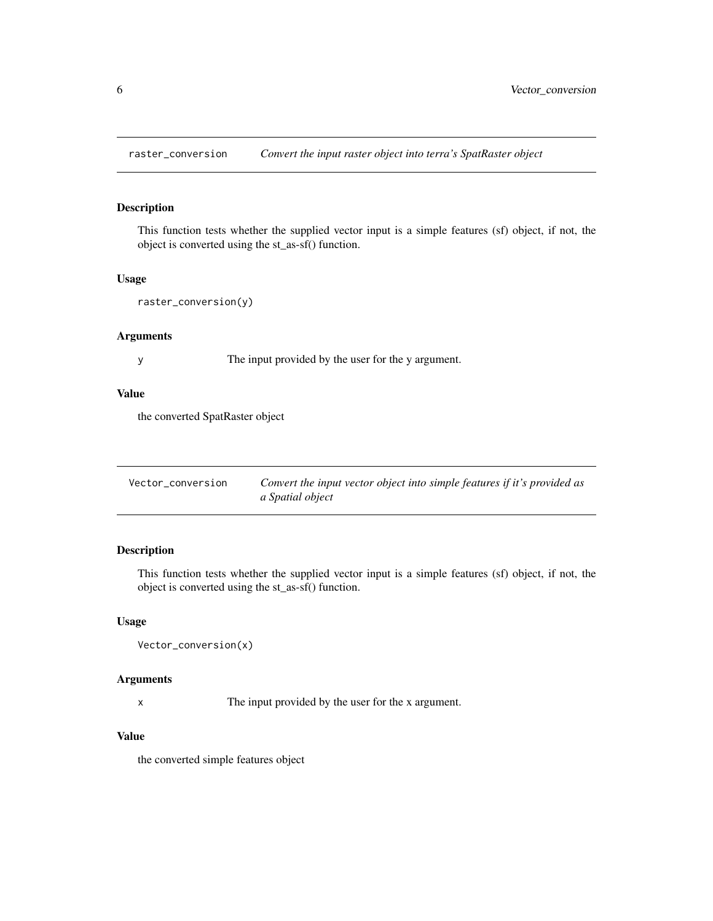## raster_conversion — *Convert the input raster object into terra's SpatRaster object*

### Description

This function tests whether the supplied vector input is a simple features (sf) object, if not, the object is converted using the st_as-sf() function.

### Usage

```
raster_conversion(y)
```

### Arguments

| | |
|---|---|
| y | The input provided by the user for the y argument. |

### Value

the converted SpatRaster object

## Vector_conversion — *Convert the input vector object into simple features if it's provided as a Spatial object*

### Description

This function tests whether the supplied vector input is a simple features (sf) object, if not, the object is converted using the st_as-sf() function.

### Usage

```
Vector_conversion(x)
```

### Arguments

| | |
|---|---|
| x | The input provided by the user for the x argument. |

### Value

the converted simple features object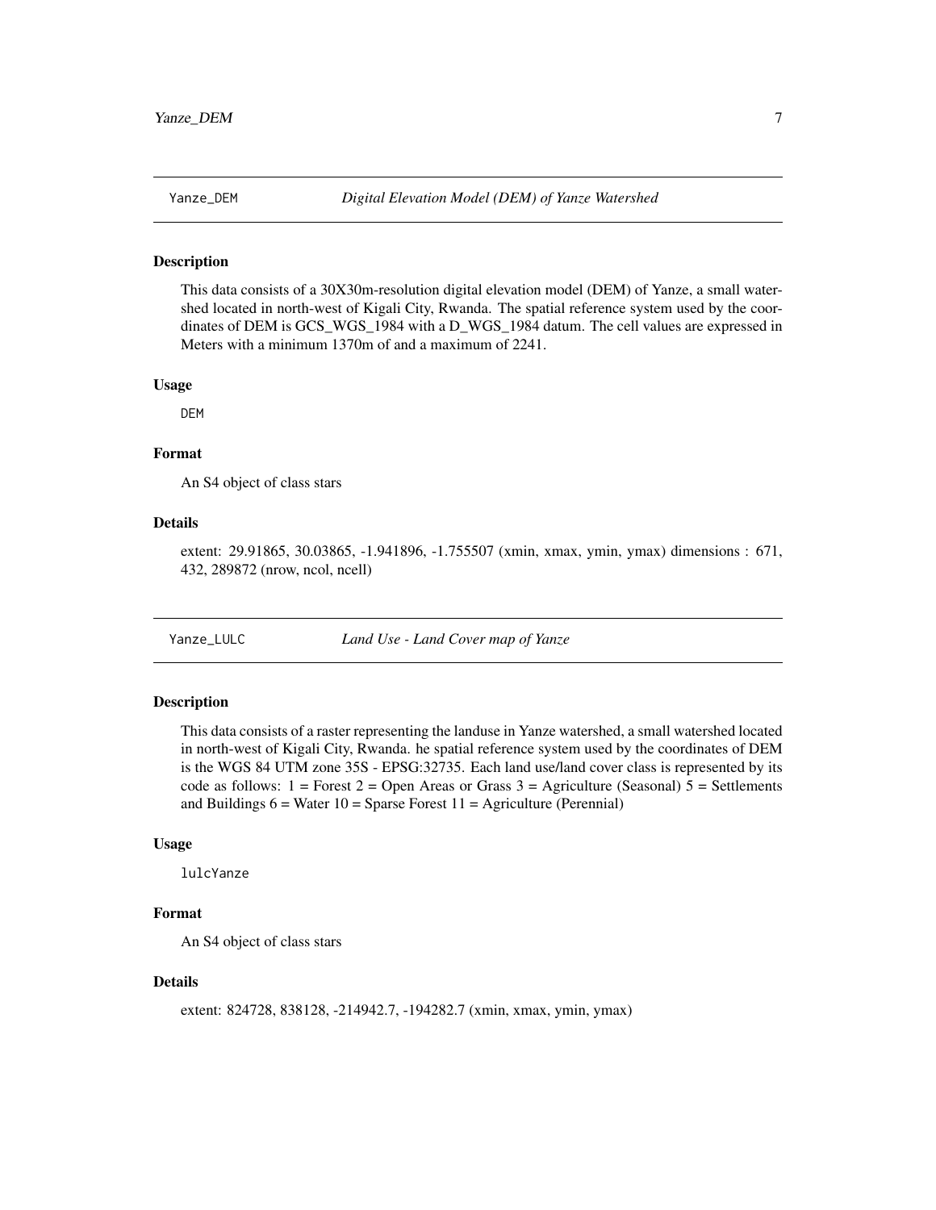## Yanze_DEM — *Digital Elevation Model (DEM) of Yanze Watershed*

### Description

This data consists of a 30X30m-resolution digital elevation model (DEM) of Yanze, a small watershed located in north-west of Kigali City, Rwanda. The spatial reference system used by the coordinates of DEM is GCS_WGS_1984 with a D_WGS_1984 datum. The cell values are expressed in Meters with a minimum 1370m of and a maximum of 2241.

### Usage

```
DEM
```

### Format

An S4 object of class stars

### Details

extent: 29.91865, 30.03865, -1.941896, -1.755507 (xmin, xmax, ymin, ymax) dimensions : 671, 432, 289872 (nrow, ncol, ncell)

## Yanze_LULC — *Land Use - Land Cover map of Yanze*

### Description

This data consists of a raster representing the landuse in Yanze watershed, a small watershed located in north-west of Kigali City, Rwanda. he spatial reference system used by the coordinates of DEM is the WGS 84 UTM zone 35S - EPSG:32735. Each land use/land cover class is represented by its code as follows: 1 = Forest 2 = Open Areas or Grass 3 = Agriculture (Seasonal) 5 = Settlements and Buildings 6 = Water 10 = Sparse Forest 11 = Agriculture (Perennial)

### Usage

```
lulcYanze
```

### Format

An S4 object of class stars

### Details

extent: 824728, 838128, -214942.7, -194282.7 (xmin, xmax, ymin, ymax)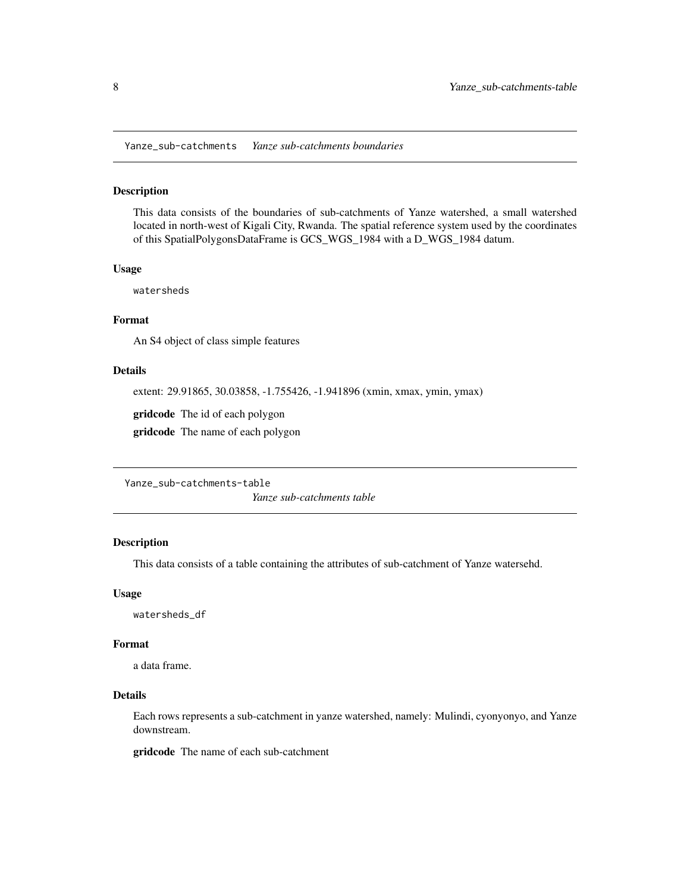## Yanze_sub-catchments *Yanze sub-catchments boundaries*

### Description

This data consists of the boundaries of sub-catchments of Yanze watershed, a small watershed located in north-west of Kigali City, Rwanda. The spatial reference system used by the coordinates of this SpatialPolygonsDataFrame is GCS_WGS_1984 with a D_WGS_1984 datum.

### Usage

```
watersheds
```

### Format

An S4 object of class simple features

### Details

extent: 29.91865, 30.03858, -1.755426, -1.941896 (xmin, xmax, ymin, ymax)

**gridcode** The id of each polygon

**gridcode** The name of each polygon

## Yanze_sub-catchments-table *Yanze sub-catchments table*

### Description

This data consists of a table containing the attributes of sub-catchment of Yanze watersehd.

### Usage

```
watersheds_df
```

### Format

a data frame.

### Details

Each rows represents a sub-catchment in yanze watershed, namely: Mulindi, cyonyonyo, and Yanze downstream.

**gridcode** The name of each sub-catchment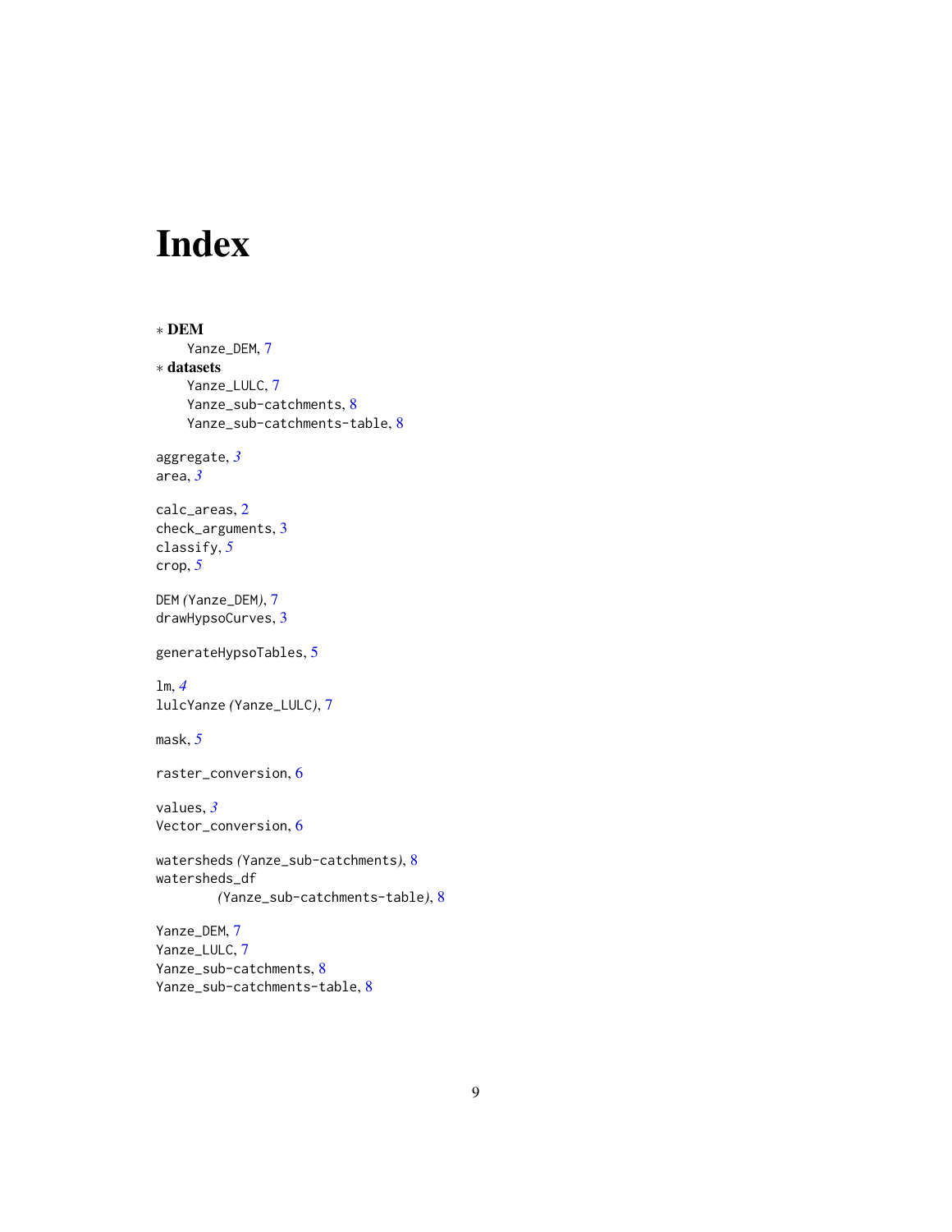# Index

∗ **DEM**
    Yanze_DEM, 7
∗ **datasets**
    Yanze_LULC, 7
    Yanze_sub-catchments, 8
    Yanze_sub-catchments-table, 8

aggregate, *3*
area, *3*

calc_areas, 2
check_arguments, 3
classify, *5*
crop, *5*

DEM *(*Yanze_DEM*)*, 7
drawHypsoCurves, 3

generateHypsoTables, 5

lm, *4*
lulcYanze *(*Yanze_LULC*)*, 7

mask, *5*

raster_conversion, 6

values, *3*
Vector_conversion, 6

watersheds *(*Yanze_sub-catchments*)*, 8
watersheds_df
        *(*Yanze_sub-catchments-table*)*, 8

Yanze_DEM, 7
Yanze_LULC, 7
Yanze_sub-catchments, 8
Yanze_sub-catchments-table, 8